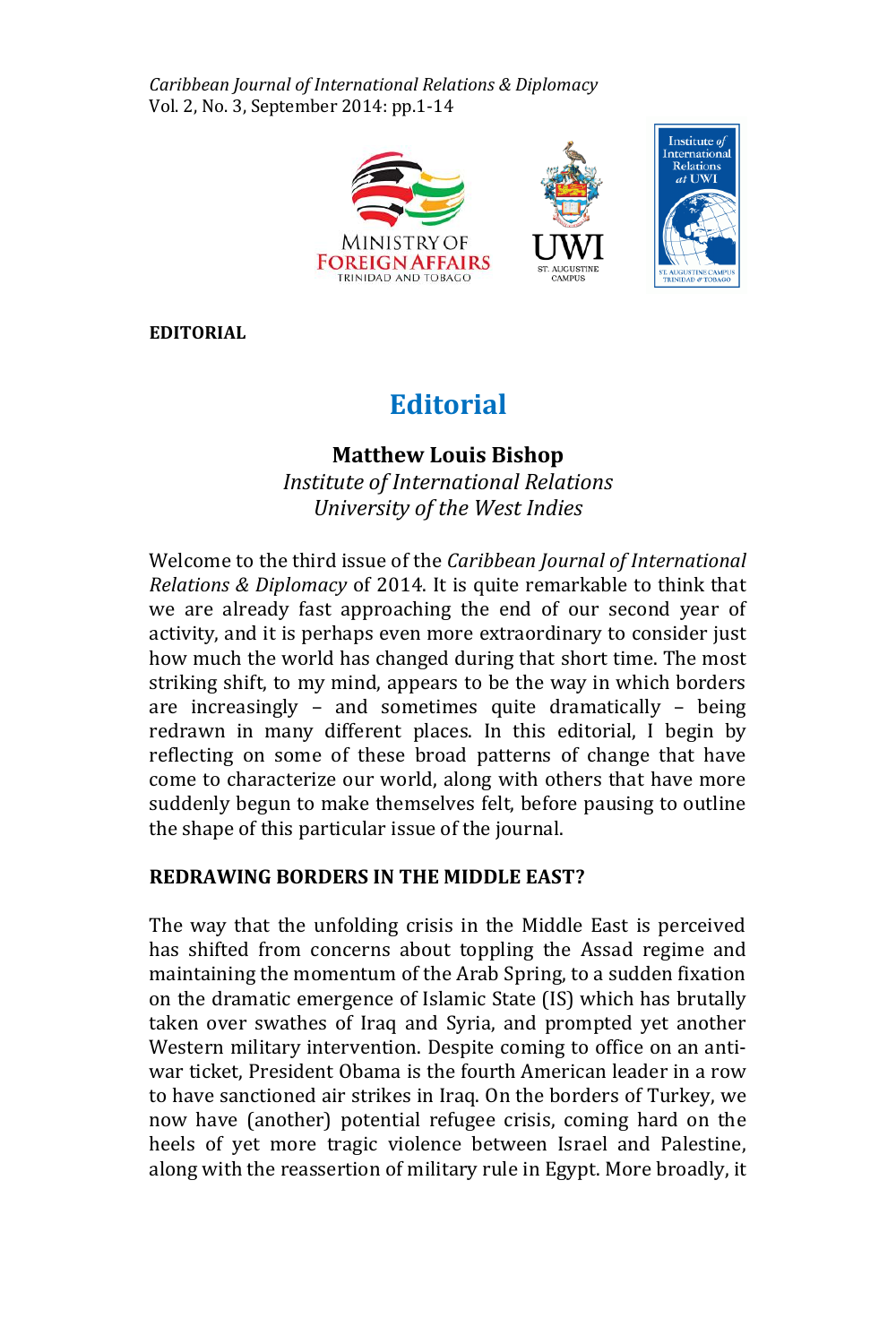**EDITORIAL**

# Editorial

**Matthew Louis Bishop**
*Institute of International Relations*
*University of the West Indies*

Welcome to the third issue of the *Caribbean Journal of International Relations & Diplomacy* of 2014. It is quite remarkable to think that we are already fast approaching the end of our second year of activity, and it is perhaps even more extraordinary to consider just how much the world has changed during that short time. The most striking shift, to my mind, appears to be the way in which borders are increasingly – and sometimes quite dramatically – being redrawn in many different places. In this editorial, I begin by reflecting on some of these broad patterns of change that have come to characterize our world, along with others that have more suddenly begun to make themselves felt, before pausing to outline the shape of this particular issue of the journal.

## REDRAWING BORDERS IN THE MIDDLE EAST?

The way that the unfolding crisis in the Middle East is perceived has shifted from concerns about toppling the Assad regime and maintaining the momentum of the Arab Spring, to a sudden fixation on the dramatic emergence of Islamic State (IS) which has brutally taken over swathes of Iraq and Syria, and prompted yet another Western military intervention. Despite coming to office on an anti-war ticket, President Obama is the fourth American leader in a row to have sanctioned air strikes in Iraq. On the borders of Turkey, we now have (another) potential refugee crisis, coming hard on the heels of yet more tragic violence between Israel and Palestine, along with the reassertion of military rule in Egypt. More broadly, it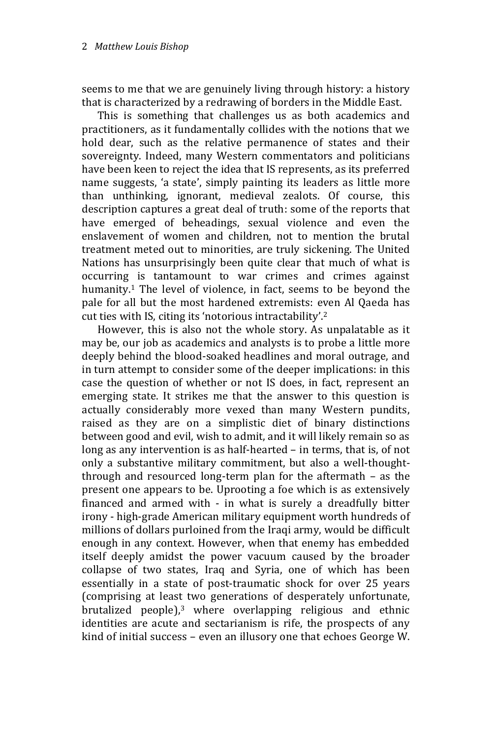seems to me that we are genuinely living through history: a history that is characterized by a redrawing of borders in the Middle East.

This is something that challenges us as both academics and practitioners, as it fundamentally collides with the notions that we hold dear, such as the relative permanence of states and their sovereignty. Indeed, many Western commentators and politicians have been keen to reject the idea that IS represents, as its preferred name suggests, 'a state', simply painting its leaders as little more than unthinking, ignorant, medieval zealots. Of course, this description captures a great deal of truth: some of the reports that have emerged of beheadings, sexual violence and even the enslavement of women and children, not to mention the brutal treatment meted out to minorities, are truly sickening. The United Nations has unsurprisingly been quite clear that much of what is occurring is tantamount to war crimes and crimes against humanity.[1] The level of violence, in fact, seems to be beyond the pale for all but the most hardened extremists: even Al Qaeda has cut ties with IS, citing its 'notorious intractability'.[2]

However, this is also not the whole story. As unpalatable as it may be, our job as academics and analysts is to probe a little more deeply behind the blood-soaked headlines and moral outrage, and in turn attempt to consider some of the deeper implications: in this case the question of whether or not IS does, in fact, represent an emerging state. It strikes me that the answer to this question is actually considerably more vexed than many Western pundits, raised as they are on a simplistic diet of binary distinctions between good and evil, wish to admit, and it will likely remain so as long as any intervention is as half-hearted – in terms, that is, of not only a substantive military commitment, but also a well-thought-through and resourced long-term plan for the aftermath – as the present one appears to be. Uprooting a foe which is as extensively financed and armed with - in what is surely a dreadfully bitter irony - high-grade American military equipment worth hundreds of millions of dollars purloined from the Iraqi army, would be difficult enough in any context. However, when that enemy has embedded itself deeply amidst the power vacuum caused by the broader collapse of two states, Iraq and Syria, one of which has been essentially in a state of post-traumatic shock for over 25 years (comprising at least two generations of desperately unfortunate, brutalized people),[3] where overlapping religious and ethnic identities are acute and sectarianism is rife, the prospects of any kind of initial success – even an illusory one that echoes George W.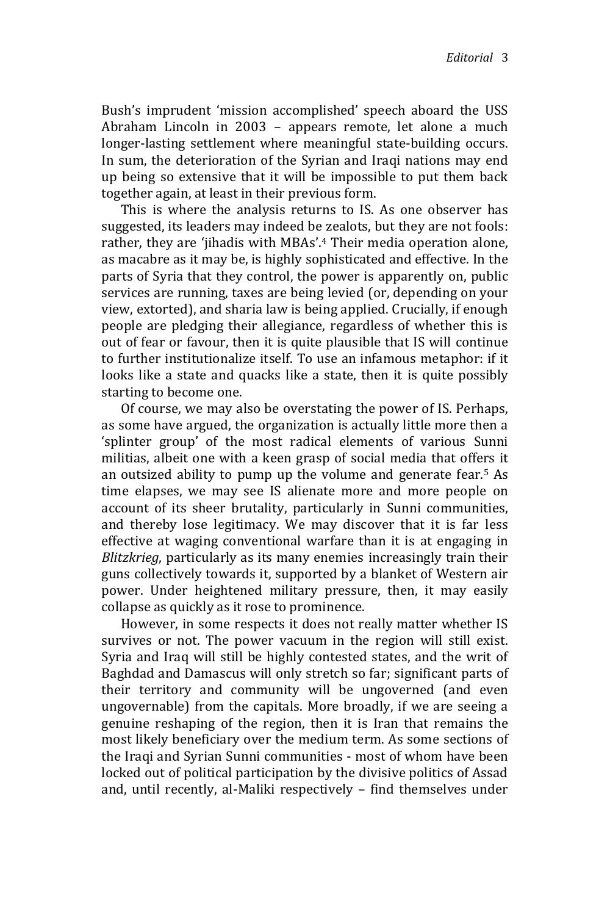Bush's imprudent 'mission accomplished' speech aboard the USS Abraham Lincoln in 2003 – appears remote, let alone a much longer-lasting settlement where meaningful state-building occurs. In sum, the deterioration of the Syrian and Iraqi nations may end up being so extensive that it will be impossible to put them back together again, at least in their previous form.

This is where the analysis returns to IS. As one observer has suggested, its leaders may indeed be zealots, but they are not fools: rather, they are 'jihadis with MBAs'.[4] Their media operation alone, as macabre as it may be, is highly sophisticated and effective. In the parts of Syria that they control, the power is apparently on, public services are running, taxes are being levied (or, depending on your view, extorted), and sharia law is being applied. Crucially, if enough people are pledging their allegiance, regardless of whether this is out of fear or favour, then it is quite plausible that IS will continue to further institutionalize itself. To use an infamous metaphor: if it looks like a state and quacks like a state, then it is quite possibly starting to become one.

Of course, we may also be overstating the power of IS. Perhaps, as some have argued, the organization is actually little more then a 'splinter group' of the most radical elements of various Sunni militias, albeit one with a keen grasp of social media that offers it an outsized ability to pump up the volume and generate fear.[5] As time elapses, we may see IS alienate more and more people on account of its sheer brutality, particularly in Sunni communities, and thereby lose legitimacy. We may discover that it is far less effective at waging conventional warfare than it is at engaging in *Blitzkrieg*, particularly as its many enemies increasingly train their guns collectively towards it, supported by a blanket of Western air power. Under heightened military pressure, then, it may easily collapse as quickly as it rose to prominence.

However, in some respects it does not really matter whether IS survives or not. The power vacuum in the region will still exist. Syria and Iraq will still be highly contested states, and the writ of Baghdad and Damascus will only stretch so far; significant parts of their territory and community will be ungoverned (and even ungovernable) from the capitals. More broadly, if we are seeing a genuine reshaping of the region, then it is Iran that remains the most likely beneficiary over the medium term. As some sections of the Iraqi and Syrian Sunni communities - most of whom have been locked out of political participation by the divisive politics of Assad and, until recently, al-Maliki respectively – find themselves under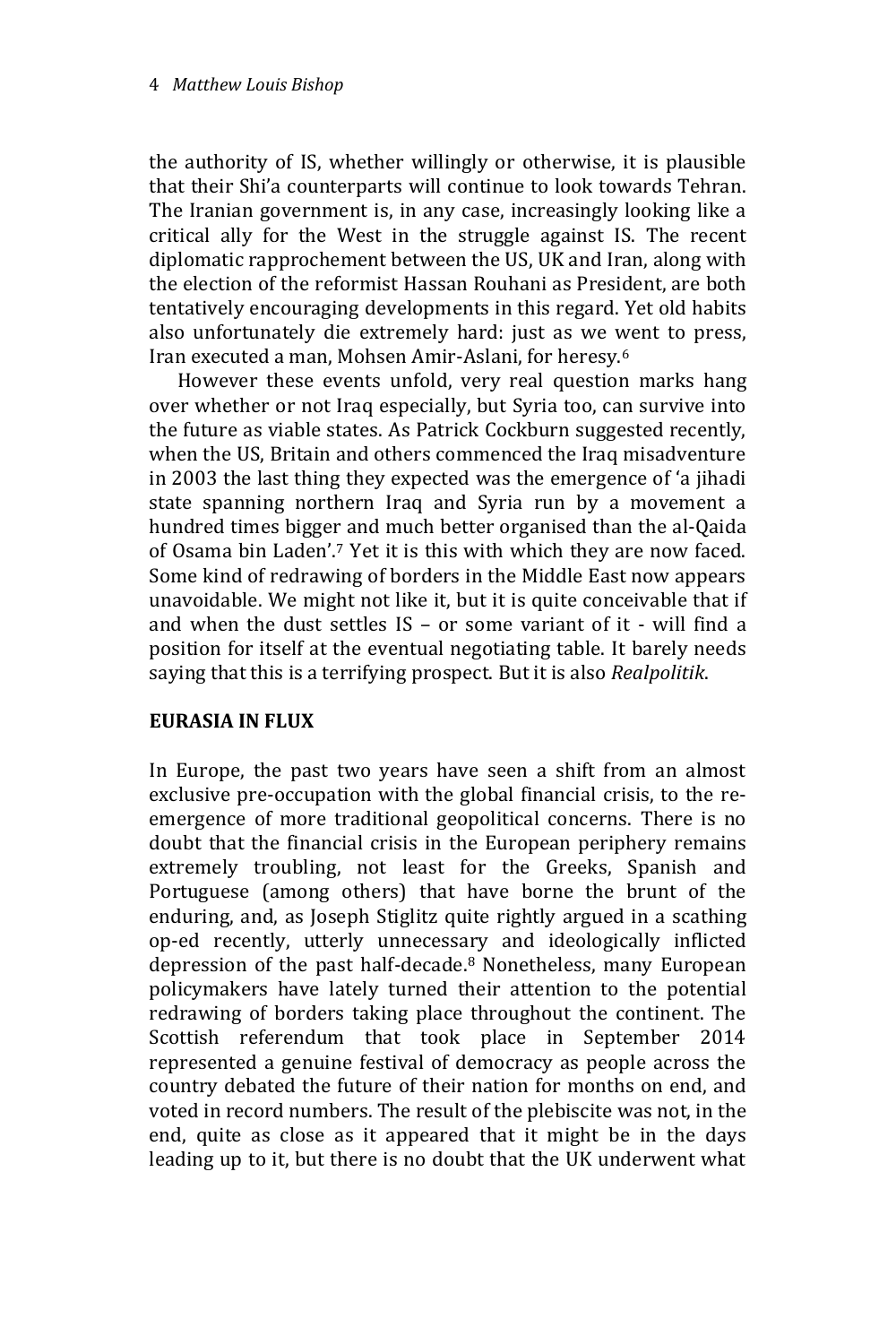the authority of IS, whether willingly or otherwise, it is plausible that their Shi'a counterparts will continue to look towards Tehran. The Iranian government is, in any case, increasingly looking like a critical ally for the West in the struggle against IS. The recent diplomatic rapprochement between the US, UK and Iran, along with the election of the reformist Hassan Rouhani as President, are both tentatively encouraging developments in this regard. Yet old habits also unfortunately die extremely hard: just as we went to press, Iran executed a man, Mohsen Amir-Aslani, for heresy.[6]

However these events unfold, very real question marks hang over whether or not Iraq especially, but Syria too, can survive into the future as viable states. As Patrick Cockburn suggested recently, when the US, Britain and others commenced the Iraq misadventure in 2003 the last thing they expected was the emergence of 'a jihadi state spanning northern Iraq and Syria run by a movement a hundred times bigger and much better organised than the al-Qaida of Osama bin Laden'.[7] Yet it is this with which they are now faced. Some kind of redrawing of borders in the Middle East now appears unavoidable. We might not like it, but it is quite conceivable that if and when the dust settles IS – or some variant of it - will find a position for itself at the eventual negotiating table. It barely needs saying that this is a terrifying prospect. But it is also *Realpolitik*.

## EURASIA IN FLUX

In Europe, the past two years have seen a shift from an almost exclusive pre-occupation with the global financial crisis, to the re-emergence of more traditional geopolitical concerns. There is no doubt that the financial crisis in the European periphery remains extremely troubling, not least for the Greeks, Spanish and Portuguese (among others) that have borne the brunt of the enduring, and, as Joseph Stiglitz quite rightly argued in a scathing op-ed recently, utterly unnecessary and ideologically inflicted depression of the past half-decade.[8] Nonetheless, many European policymakers have lately turned their attention to the potential redrawing of borders taking place throughout the continent. The Scottish referendum that took place in September 2014 represented a genuine festival of democracy as people across the country debated the future of their nation for months on end, and voted in record numbers. The result of the plebiscite was not, in the end, quite as close as it appeared that it might be in the days leading up to it, but there is no doubt that the UK underwent what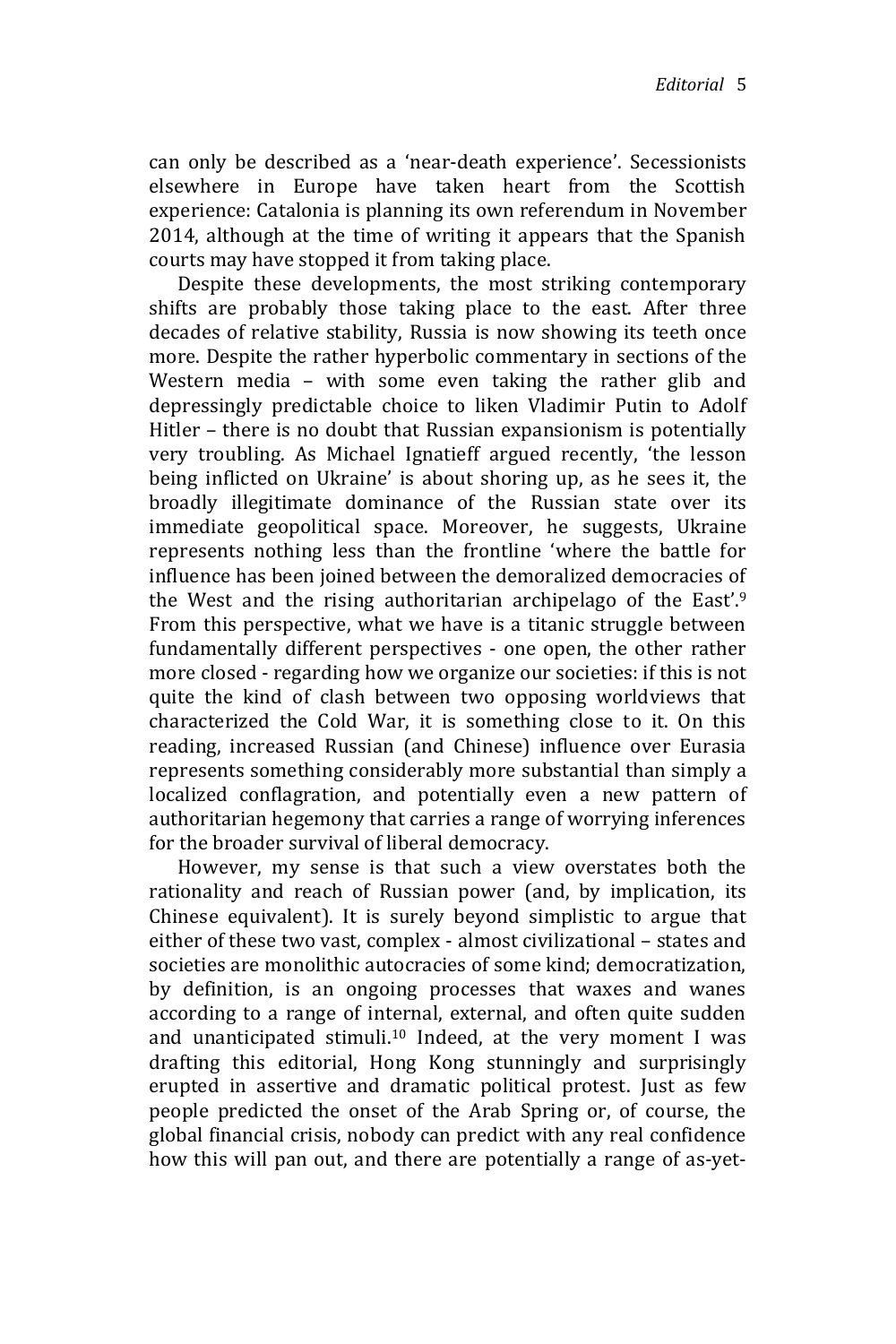can only be described as a 'near-death experience'. Secessionists elsewhere in Europe have taken heart from the Scottish experience: Catalonia is planning its own referendum in November 2014, although at the time of writing it appears that the Spanish courts may have stopped it from taking place.

Despite these developments, the most striking contemporary shifts are probably those taking place to the east. After three decades of relative stability, Russia is now showing its teeth once more. Despite the rather hyperbolic commentary in sections of the Western media – with some even taking the rather glib and depressingly predictable choice to liken Vladimir Putin to Adolf Hitler – there is no doubt that Russian expansionism is potentially very troubling. As Michael Ignatieff argued recently, 'the lesson being inflicted on Ukraine' is about shoring up, as he sees it, the broadly illegitimate dominance of the Russian state over its immediate geopolitical space. Moreover, he suggests, Ukraine represents nothing less than the frontline 'where the battle for influence has been joined between the demoralized democracies of the West and the rising authoritarian archipelago of the East'.[9] From this perspective, what we have is a titanic struggle between fundamentally different perspectives - one open, the other rather more closed - regarding how we organize our societies: if this is not quite the kind of clash between two opposing worldviews that characterized the Cold War, it is something close to it. On this reading, increased Russian (and Chinese) influence over Eurasia represents something considerably more substantial than simply a localized conflagration, and potentially even a new pattern of authoritarian hegemony that carries a range of worrying inferences for the broader survival of liberal democracy.

However, my sense is that such a view overstates both the rationality and reach of Russian power (and, by implication, its Chinese equivalent). It is surely beyond simplistic to argue that either of these two vast, complex - almost civilizational – states and societies are monolithic autocracies of some kind; democratization, by definition, is an ongoing processes that waxes and wanes according to a range of internal, external, and often quite sudden and unanticipated stimuli.[10] Indeed, at the very moment I was drafting this editorial, Hong Kong stunningly and surprisingly erupted in assertive and dramatic political protest. Just as few people predicted the onset of the Arab Spring or, of course, the global financial crisis, nobody can predict with any real confidence how this will pan out, and there are potentially a range of as-yet-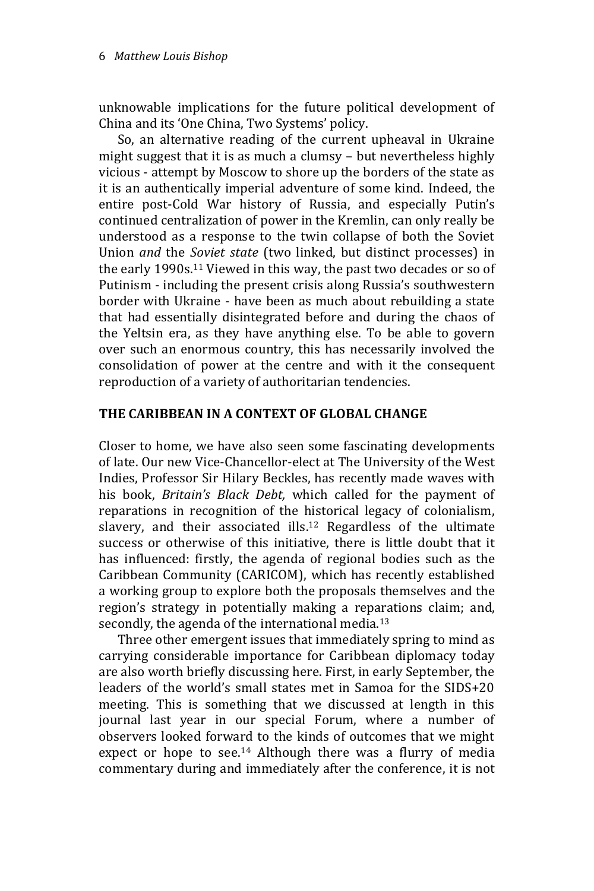unknowable implications for the future political development of China and its 'One China, Two Systems' policy.

So, an alternative reading of the current upheaval in Ukraine might suggest that it is as much a clumsy – but nevertheless highly vicious - attempt by Moscow to shore up the borders of the state as it is an authentically imperial adventure of some kind. Indeed, the entire post-Cold War history of Russia, and especially Putin's continued centralization of power in the Kremlin, can only really be understood as a response to the twin collapse of both the Soviet Union *and* the *Soviet state* (two linked, but distinct processes) in the early 1990s.[11] Viewed in this way, the past two decades or so of Putinism - including the present crisis along Russia's southwestern border with Ukraine - have been as much about rebuilding a state that had essentially disintegrated before and during the chaos of the Yeltsin era, as they have anything else. To be able to govern over such an enormous country, this has necessarily involved the consolidation of power at the centre and with it the consequent reproduction of a variety of authoritarian tendencies.

## THE CARIBBEAN IN A CONTEXT OF GLOBAL CHANGE

Closer to home, we have also seen some fascinating developments of late. Our new Vice-Chancellor-elect at The University of the West Indies, Professor Sir Hilary Beckles, has recently made waves with his book, *Britain's Black Debt,* which called for the payment of reparations in recognition of the historical legacy of colonialism, slavery, and their associated ills.[12] Regardless of the ultimate success or otherwise of this initiative, there is little doubt that it has influenced: firstly, the agenda of regional bodies such as the Caribbean Community (CARICOM), which has recently established a working group to explore both the proposals themselves and the region's strategy in potentially making a reparations claim; and, secondly, the agenda of the international media.[13]

Three other emergent issues that immediately spring to mind as carrying considerable importance for Caribbean diplomacy today are also worth briefly discussing here. First, in early September, the leaders of the world's small states met in Samoa for the SIDS+20 meeting. This is something that we discussed at length in this journal last year in our special Forum, where a number of observers looked forward to the kinds of outcomes that we might expect or hope to see.[14] Although there was a flurry of media commentary during and immediately after the conference, it is not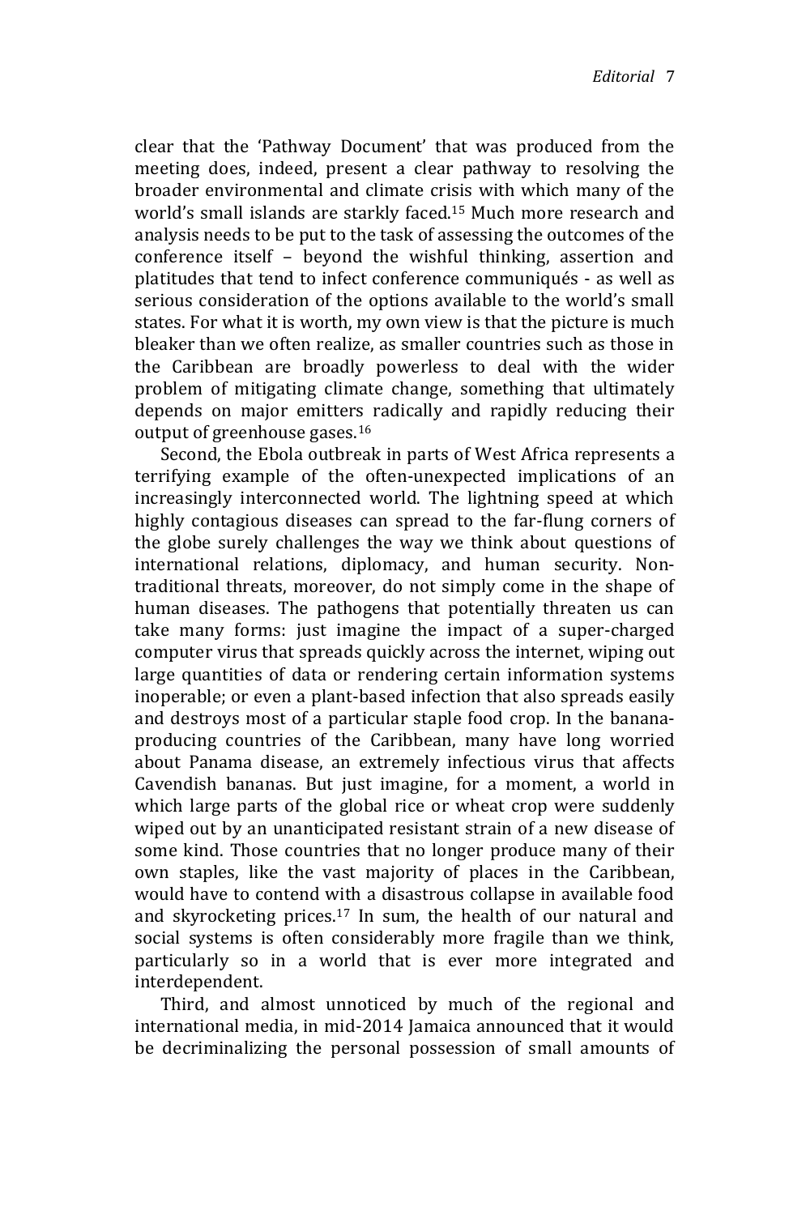clear that the 'Pathway Document' that was produced from the meeting does, indeed, present a clear pathway to resolving the broader environmental and climate crisis with which many of the world's small islands are starkly faced.[15] Much more research and analysis needs to be put to the task of assessing the outcomes of the conference itself – beyond the wishful thinking, assertion and platitudes that tend to infect conference communiqués - as well as serious consideration of the options available to the world's small states. For what it is worth, my own view is that the picture is much bleaker than we often realize, as smaller countries such as those in the Caribbean are broadly powerless to deal with the wider problem of mitigating climate change, something that ultimately depends on major emitters radically and rapidly reducing their output of greenhouse gases.[16]

Second, the Ebola outbreak in parts of West Africa represents a terrifying example of the often-unexpected implications of an increasingly interconnected world. The lightning speed at which highly contagious diseases can spread to the far-flung corners of the globe surely challenges the way we think about questions of international relations, diplomacy, and human security. Non-traditional threats, moreover, do not simply come in the shape of human diseases. The pathogens that potentially threaten us can take many forms: just imagine the impact of a super-charged computer virus that spreads quickly across the internet, wiping out large quantities of data or rendering certain information systems inoperable; or even a plant-based infection that also spreads easily and destroys most of a particular staple food crop. In the banana-producing countries of the Caribbean, many have long worried about Panama disease, an extremely infectious virus that affects Cavendish bananas. But just imagine, for a moment, a world in which large parts of the global rice or wheat crop were suddenly wiped out by an unanticipated resistant strain of a new disease of some kind. Those countries that no longer produce many of their own staples, like the vast majority of places in the Caribbean, would have to contend with a disastrous collapse in available food and skyrocketing prices.[17] In sum, the health of our natural and social systems is often considerably more fragile than we think, particularly so in a world that is ever more integrated and interdependent.

Third, and almost unnoticed by much of the regional and international media, in mid-2014 Jamaica announced that it would be decriminalizing the personal possession of small amounts of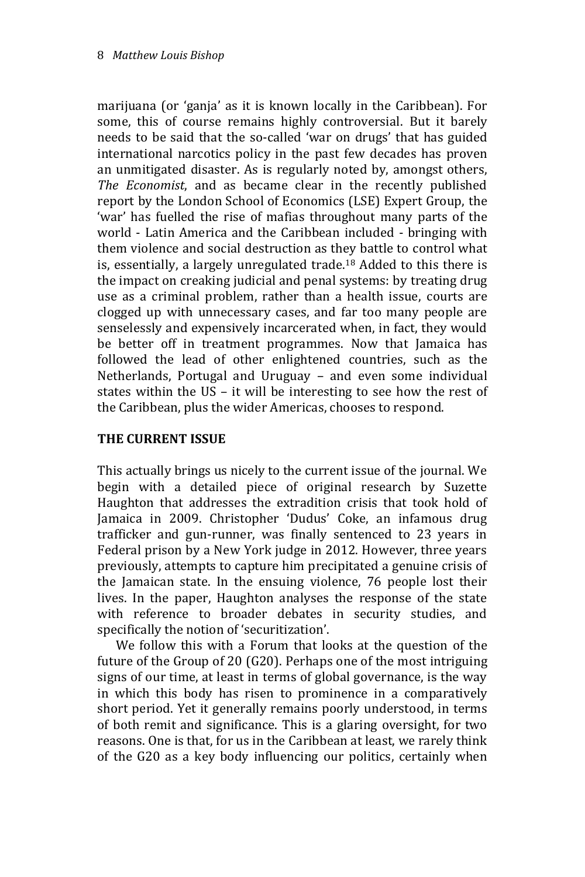marijuana (or 'ganja' as it is known locally in the Caribbean). For some, this of course remains highly controversial. But it barely needs to be said that the so-called 'war on drugs' that has guided international narcotics policy in the past few decades has proven an unmitigated disaster. As is regularly noted by, amongst others, *The Economist*, and as became clear in the recently published report by the London School of Economics (LSE) Expert Group, the 'war' has fuelled the rise of mafias throughout many parts of the world - Latin America and the Caribbean included - bringing with them violence and social destruction as they battle to control what is, essentially, a largely unregulated trade.[18] Added to this there is the impact on creaking judicial and penal systems: by treating drug use as a criminal problem, rather than a health issue, courts are clogged up with unnecessary cases, and far too many people are senselessly and expensively incarcerated when, in fact, they would be better off in treatment programmes. Now that Jamaica has followed the lead of other enlightened countries, such as the Netherlands, Portugal and Uruguay – and even some individual states within the US – it will be interesting to see how the rest of the Caribbean, plus the wider Americas, chooses to respond.

## THE CURRENT ISSUE

This actually brings us nicely to the current issue of the journal. We begin with a detailed piece of original research by Suzette Haughton that addresses the extradition crisis that took hold of Jamaica in 2009. Christopher 'Dudus' Coke, an infamous drug trafficker and gun-runner, was finally sentenced to 23 years in Federal prison by a New York judge in 2012. However, three years previously, attempts to capture him precipitated a genuine crisis of the Jamaican state. In the ensuing violence, 76 people lost their lives. In the paper, Haughton analyses the response of the state with reference to broader debates in security studies, and specifically the notion of 'securitization'.

We follow this with a Forum that looks at the question of the future of the Group of 20 (G20). Perhaps one of the most intriguing signs of our time, at least in terms of global governance, is the way in which this body has risen to prominence in a comparatively short period. Yet it generally remains poorly understood, in terms of both remit and significance. This is a glaring oversight, for two reasons. One is that, for us in the Caribbean at least, we rarely think of the G20 as a key body influencing our politics, certainly when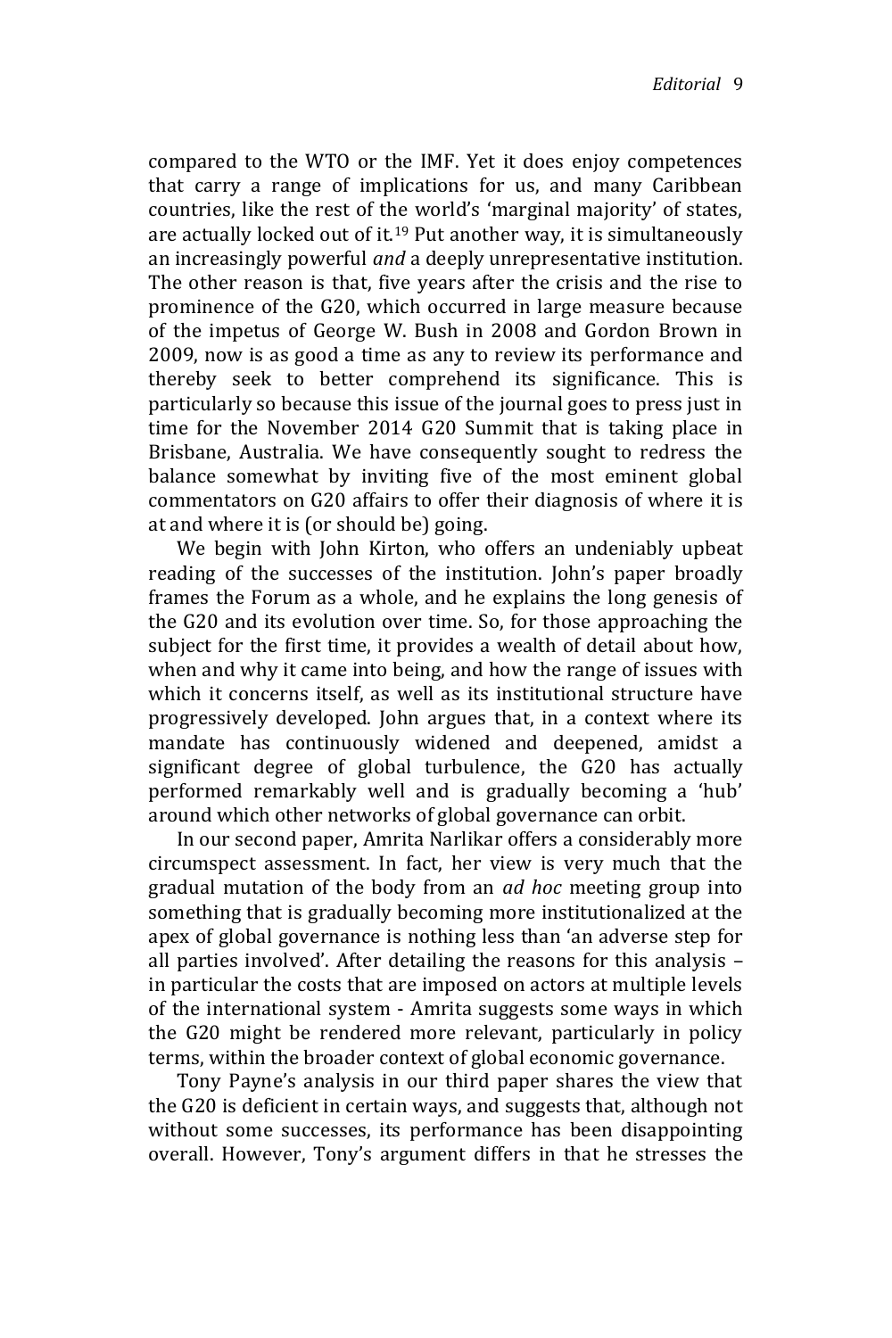compared to the WTO or the IMF. Yet it does enjoy competences that carry a range of implications for us, and many Caribbean countries, like the rest of the world's 'marginal majority' of states, are actually locked out of it.[19] Put another way, it is simultaneously an increasingly powerful *and* a deeply unrepresentative institution. The other reason is that, five years after the crisis and the rise to prominence of the G20, which occurred in large measure because of the impetus of George W. Bush in 2008 and Gordon Brown in 2009, now is as good a time as any to review its performance and thereby seek to better comprehend its significance. This is particularly so because this issue of the journal goes to press just in time for the November 2014 G20 Summit that is taking place in Brisbane, Australia. We have consequently sought to redress the balance somewhat by inviting five of the most eminent global commentators on G20 affairs to offer their diagnosis of where it is at and where it is (or should be) going.

We begin with John Kirton, who offers an undeniably upbeat reading of the successes of the institution. John's paper broadly frames the Forum as a whole, and he explains the long genesis of the G20 and its evolution over time. So, for those approaching the subject for the first time, it provides a wealth of detail about how, when and why it came into being, and how the range of issues with which it concerns itself, as well as its institutional structure have progressively developed. John argues that, in a context where its mandate has continuously widened and deepened, amidst a significant degree of global turbulence, the G20 has actually performed remarkably well and is gradually becoming a 'hub' around which other networks of global governance can orbit.

In our second paper, Amrita Narlikar offers a considerably more circumspect assessment. In fact, her view is very much that the gradual mutation of the body from an *ad hoc* meeting group into something that is gradually becoming more institutionalized at the apex of global governance is nothing less than 'an adverse step for all parties involved'. After detailing the reasons for this analysis – in particular the costs that are imposed on actors at multiple levels of the international system - Amrita suggests some ways in which the G20 might be rendered more relevant, particularly in policy terms, within the broader context of global economic governance.

Tony Payne's analysis in our third paper shares the view that the G20 is deficient in certain ways, and suggests that, although not without some successes, its performance has been disappointing overall. However, Tony's argument differs in that he stresses the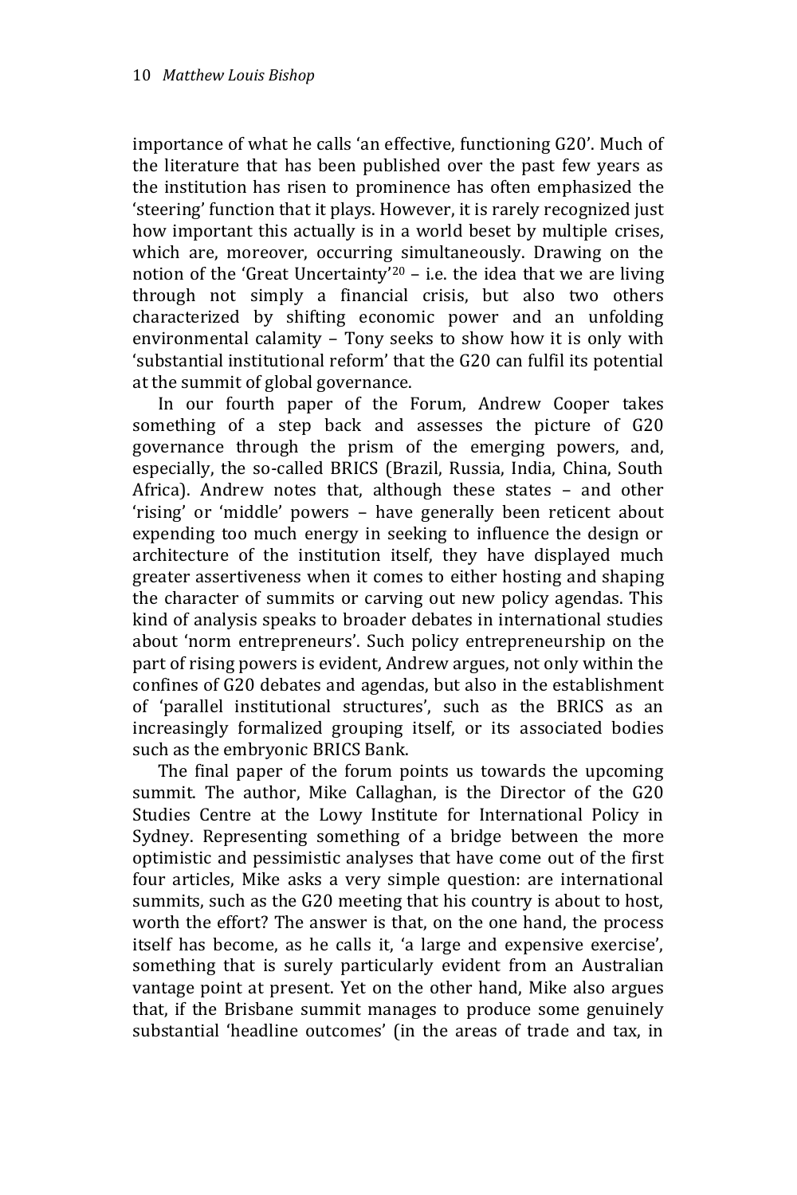importance of what he calls 'an effective, functioning G20'. Much of the literature that has been published over the past few years as the institution has risen to prominence has often emphasized the 'steering' function that it plays. However, it is rarely recognized just how important this actually is in a world beset by multiple crises, which are, moreover, occurring simultaneously. Drawing on the notion of the 'Great Uncertainty'[20] – i.e. the idea that we are living through not simply a financial crisis, but also two others characterized by shifting economic power and an unfolding environmental calamity – Tony seeks to show how it is only with 'substantial institutional reform' that the G20 can fulfil its potential at the summit of global governance.

In our fourth paper of the Forum, Andrew Cooper takes something of a step back and assesses the picture of G20 governance through the prism of the emerging powers, and, especially, the so-called BRICS (Brazil, Russia, India, China, South Africa). Andrew notes that, although these states – and other 'rising' or 'middle' powers – have generally been reticent about expending too much energy in seeking to influence the design or architecture of the institution itself, they have displayed much greater assertiveness when it comes to either hosting and shaping the character of summits or carving out new policy agendas. This kind of analysis speaks to broader debates in international studies about 'norm entrepreneurs'. Such policy entrepreneurship on the part of rising powers is evident, Andrew argues, not only within the confines of G20 debates and agendas, but also in the establishment of 'parallel institutional structures', such as the BRICS as an increasingly formalized grouping itself, or its associated bodies such as the embryonic BRICS Bank.

The final paper of the forum points us towards the upcoming summit. The author, Mike Callaghan, is the Director of the G20 Studies Centre at the Lowy Institute for International Policy in Sydney. Representing something of a bridge between the more optimistic and pessimistic analyses that have come out of the first four articles, Mike asks a very simple question: are international summits, such as the G20 meeting that his country is about to host, worth the effort? The answer is that, on the one hand, the process itself has become, as he calls it, 'a large and expensive exercise', something that is surely particularly evident from an Australian vantage point at present. Yet on the other hand, Mike also argues that, if the Brisbane summit manages to produce some genuinely substantial 'headline outcomes' (in the areas of trade and tax, in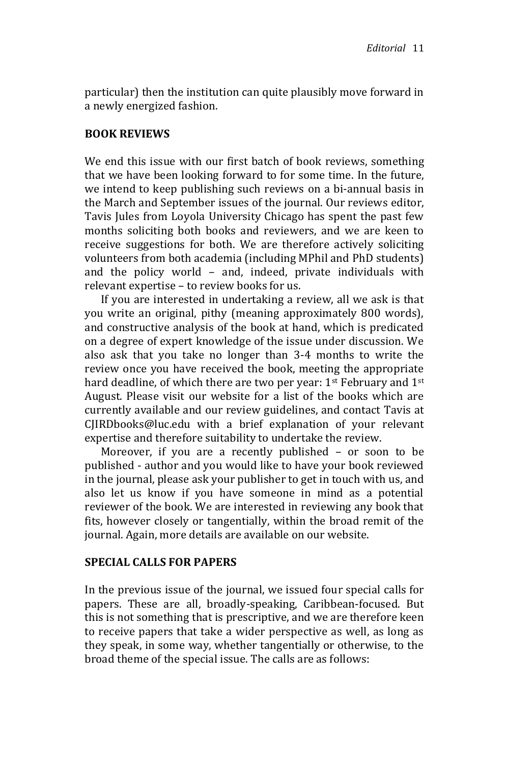particular) then the institution can quite plausibly move forward in a newly energized fashion.

## BOOK REVIEWS

We end this issue with our first batch of book reviews, something that we have been looking forward to for some time. In the future, we intend to keep publishing such reviews on a bi-annual basis in the March and September issues of the journal. Our reviews editor, Tavis Jules from Loyola University Chicago has spent the past few months soliciting both books and reviewers, and we are keen to receive suggestions for both. We are therefore actively soliciting volunteers from both academia (including MPhil and PhD students) and the policy world – and, indeed, private individuals with relevant expertise – to review books for us.

If you are interested in undertaking a review, all we ask is that you write an original, pithy (meaning approximately 800 words), and constructive analysis of the book at hand, which is predicated on a degree of expert knowledge of the issue under discussion. We also ask that you take no longer than 3-4 months to write the review once you have received the book, meeting the appropriate hard deadline, of which there are two per year: 1st February and 1st August. Please visit our website for a list of the books which are currently available and our review guidelines, and contact Tavis at CJIRDbooks@luc.edu with a brief explanation of your relevant expertise and therefore suitability to undertake the review.

Moreover, if you are a recently published – or soon to be published - author and you would like to have your book reviewed in the journal, please ask your publisher to get in touch with us, and also let us know if you have someone in mind as a potential reviewer of the book. We are interested in reviewing any book that fits, however closely or tangentially, within the broad remit of the journal. Again, more details are available on our website.

## SPECIAL CALLS FOR PAPERS

In the previous issue of the journal, we issued four special calls for papers. These are all, broadly-speaking, Caribbean-focused. But this is not something that is prescriptive, and we are therefore keen to receive papers that take a wider perspective as well, as long as they speak, in some way, whether tangentially or otherwise, to the broad theme of the special issue. The calls are as follows: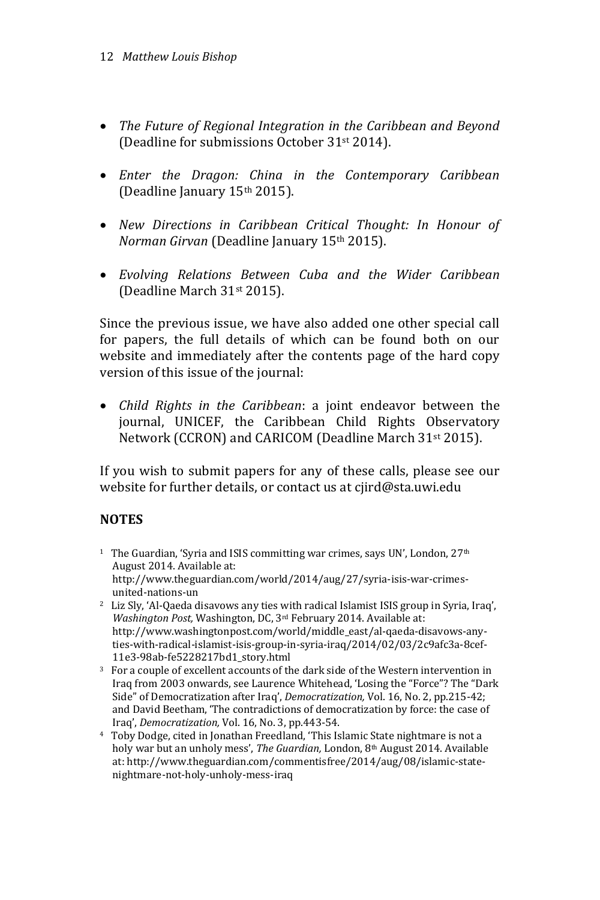- *The Future of Regional Integration in the Caribbean and Beyond* (Deadline for submissions October 31st 2014).
- *Enter the Dragon: China in the Contemporary Caribbean* (Deadline January 15th 2015).
- *New Directions in Caribbean Critical Thought: In Honour of Norman Girvan* (Deadline January 15th 2015).
- *Evolving Relations Between Cuba and the Wider Caribbean* (Deadline March 31st 2015).

Since the previous issue, we have also added one other special call for papers, the full details of which can be found both on our website and immediately after the contents page of the hard copy version of this issue of the journal:

- *Child Rights in the Caribbean*: a joint endeavor between the journal, UNICEF, the Caribbean Child Rights Observatory Network (CCRON) and CARICOM (Deadline March 31st 2015).

If you wish to submit papers for any of these calls, please see our website for further details, or contact us at cjird@sta.uwi.edu

## NOTES

1. The Guardian, 'Syria and ISIS committing war crimes, says UN', London, 27th August 2014. Available at: http://www.theguardian.com/world/2014/aug/27/syria-isis-war-crimes-united-nations-un
2. Liz Sly, 'Al-Qaeda disavows any ties with radical Islamist ISIS group in Syria, Iraq', *Washington Post,* Washington, DC, 3rd February 2014. Available at: http://www.washingtonpost.com/world/middle_east/al-qaeda-disavows-any-ties-with-radical-islamist-isis-group-in-syria-iraq/2014/02/03/2c9afc3a-8cef-11e3-98ab-fe5228217bd1_story.html
3. For a couple of excellent accounts of the dark side of the Western intervention in Iraq from 2003 onwards, see Laurence Whitehead, 'Losing the "Force"? The "Dark Side" of Democratization after Iraq', *Democratization,* Vol. 16, No. 2, pp.215-42; and David Beetham, 'The contradictions of democratization by force: the case of Iraq', *Democratization,* Vol. 16, No. 3, pp.443-54.
4. Toby Dodge, cited in Jonathan Freedland, 'This Islamic State nightmare is not a holy war but an unholy mess', *The Guardian,* London, 8th August 2014. Available at: http://www.theguardian.com/commentisfree/2014/aug/08/islamic-state-nightmare-not-holy-unholy-mess-iraq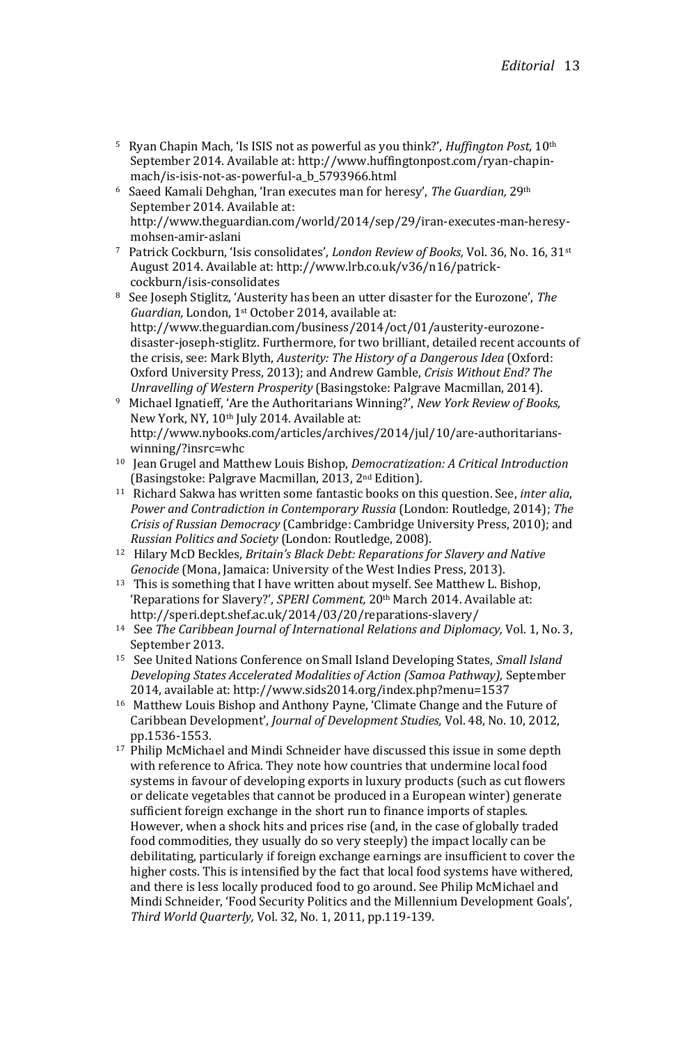[5] Ryan Chapin Mach, 'Is ISIS not as powerful as you think?', *Huffington Post,* 10th September 2014. Available at: http://www.huffingtonpost.com/ryan-chapin-mach/is-isis-not-as-powerful-a_b_5793966.html

[6] Saeed Kamali Dehghan, 'Iran executes man for heresy', *The Guardian,* 29th September 2014. Available at: http://www.theguardian.com/world/2014/sep/29/iran-executes-man-heresy-mohsen-amir-aslani

[7] Patrick Cockburn, 'Isis consolidates', *London Review of Books,* Vol. 36, No. 16, 31st August 2014. Available at: http://www.lrb.co.uk/v36/n16/patrick-cockburn/isis-consolidates

[8] See Joseph Stiglitz, 'Austerity has been an utter disaster for the Eurozone', *The Guardian,* London, 1st October 2014, available at: http://www.theguardian.com/business/2014/oct/01/austerity-eurozone-disaster-joseph-stiglitz. Furthermore, for two brilliant, detailed recent accounts of the crisis, see: Mark Blyth, *Austerity: The History of a Dangerous Idea* (Oxford: Oxford University Press, 2013); and Andrew Gamble, *Crisis Without End? The Unravelling of Western Prosperity* (Basingstoke: Palgrave Macmillan, 2014).

[9] Michael Ignatieff, 'Are the Authoritarians Winning?', *New York Review of Books,* New York, NY, 10th July 2014. Available at: http://www.nybooks.com/articles/archives/2014/jul/10/are-authoritarians-winning/?insrc=whc

[10] Jean Grugel and Matthew Louis Bishop, *Democratization: A Critical Introduction* (Basingstoke: Palgrave Macmillan, 2013, 2nd Edition).

[11] Richard Sakwa has written some fantastic books on this question. See, *inter alia*, *Power and Contradiction in Contemporary Russia* (London: Routledge, 2014); *The Crisis of Russian Democracy* (Cambridge: Cambridge University Press, 2010); and *Russian Politics and Society* (London: Routledge, 2008).

[12] Hilary McD Beckles, *Britain's Black Debt: Reparations for Slavery and Native Genocide* (Mona, Jamaica: University of the West Indies Press, 2013).

[13] This is something that I have written about myself. See Matthew L. Bishop, 'Reparations for Slavery?', *SPERI Comment,* 20th March 2014. Available at: http://speri.dept.shef.ac.uk/2014/03/20/reparations-slavery/

[14] See *The Caribbean Journal of International Relations and Diplomacy,* Vol. 1, No. 3, September 2013.

[15] See United Nations Conference on Small Island Developing States, *Small Island Developing States Accelerated Modalities of Action (Samoa Pathway),* September 2014, available at: http://www.sids2014.org/index.php?menu=1537

[16] Matthew Louis Bishop and Anthony Payne, 'Climate Change and the Future of Caribbean Development', *Journal of Development Studies,* Vol. 48, No. 10, 2012, pp.1536-1553.

[17] Philip McMichael and Mindi Schneider have discussed this issue in some depth with reference to Africa. They note how countries that undermine local food systems in favour of developing exports in luxury products (such as cut flowers or delicate vegetables that cannot be produced in a European winter) generate sufficient foreign exchange in the short run to finance imports of staples. However, when a shock hits and prices rise (and, in the case of globally traded food commodities, they usually do so very steeply) the impact locally can be debilitating, particularly if foreign exchange earnings are insufficient to cover the higher costs. This is intensified by the fact that local food systems have withered, and there is less locally produced food to go around. See Philip McMichael and Mindi Schneider, 'Food Security Politics and the Millennium Development Goals', *Third World Quarterly,* Vol. 32, No. 1, 2011, pp.119-139.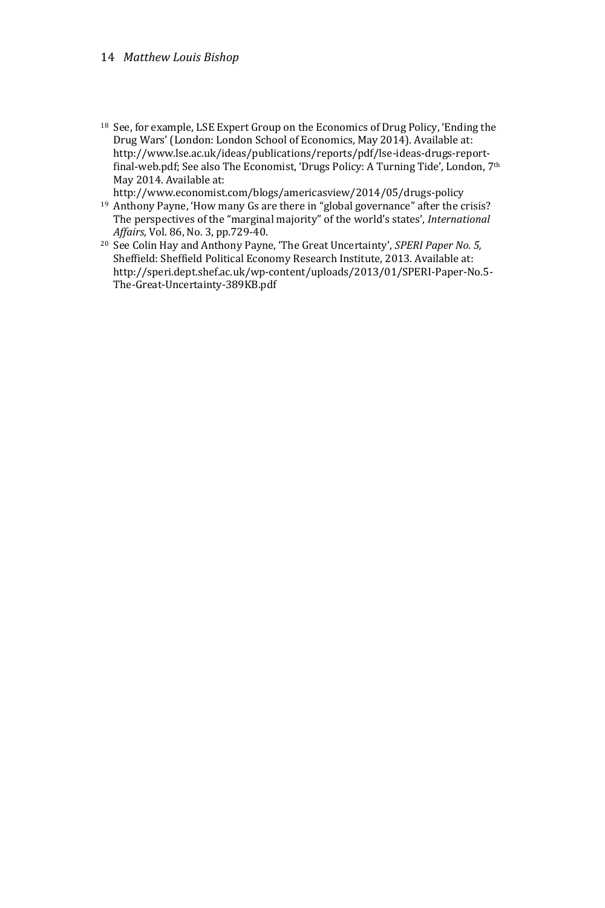[18] See, for example, LSE Expert Group on the Economics of Drug Policy, 'Ending the Drug Wars' (London: London School of Economics, May 2014). Available at: http://www.lse.ac.uk/ideas/publications/reports/pdf/lse-ideas-drugs-report-final-web.pdf; See also The Economist, 'Drugs Policy: A Turning Tide', London, 7th May 2014. Available at: http://www.economist.com/blogs/americasview/2014/05/drugs-policy

[19] Anthony Payne, 'How many Gs are there in "global governance" after the crisis? The perspectives of the "marginal majority" of the world's states', *International Affairs,* Vol. 86, No. 3, pp.729-40.

[20] See Colin Hay and Anthony Payne, 'The Great Uncertainty', *SPERI Paper No. 5,* Sheffield: Sheffield Political Economy Research Institute, 2013. Available at: http://speri.dept.shef.ac.uk/wp-content/uploads/2013/01/SPERI-Paper-No.5-The-Great-Uncertainty-389KB.pdf